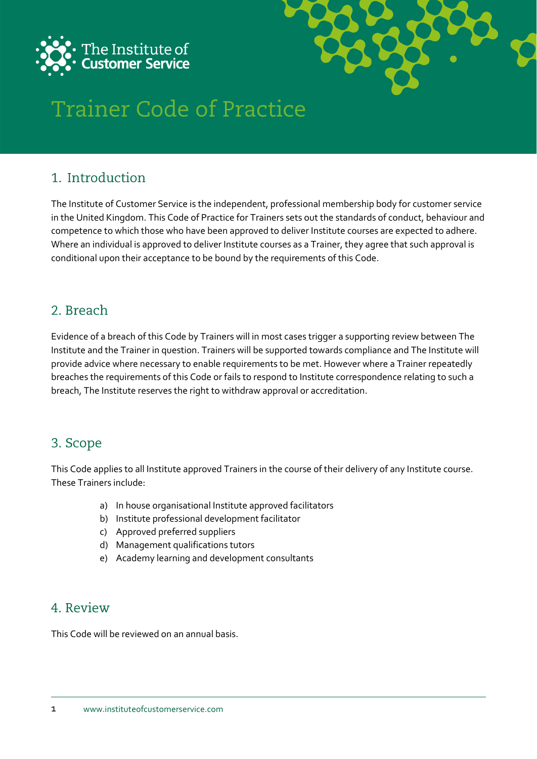The Institute of Customer Service

# Trainer Code of Practice

## 1. Introduction

The Institute of Customer Service is the independent, professional membership body for customer service in the United Kingdom. This Code of Practice for Trainers sets out the standards of conduct, behaviour and competence to which those who have been approved to deliver Institute courses are expected to adhere. Where an individual is approved to deliver Institute courses as a Trainer, they agree that such approval is conditional upon their acceptance to be bound by the requirements of this Code.

## 2. Breach

Evidence of a breach of this Code by Trainers will in most cases trigger a supporting review between The Institute and the Trainer in question. Trainers will be supported towards compliance and The Institute will provide advice where necessary to enable requirements to be met. However where a Trainer repeatedly breaches the requirements of this Code or fails to respond to Institute correspondence relating to such a breach, The Institute reserves the right to withdraw approval or accreditation.

## 3. Scope

This Code applies to all Institute approved Trainers in the course of their delivery of any Institute course. These Trainers include:

a) In house organisational Institute approved facilitators
b) Institute professional development facilitator
c) Approved preferred suppliers
d) Management qualifications tutors
e) Academy learning and development consultants

## 4. Review

This Code will be reviewed on an annual basis.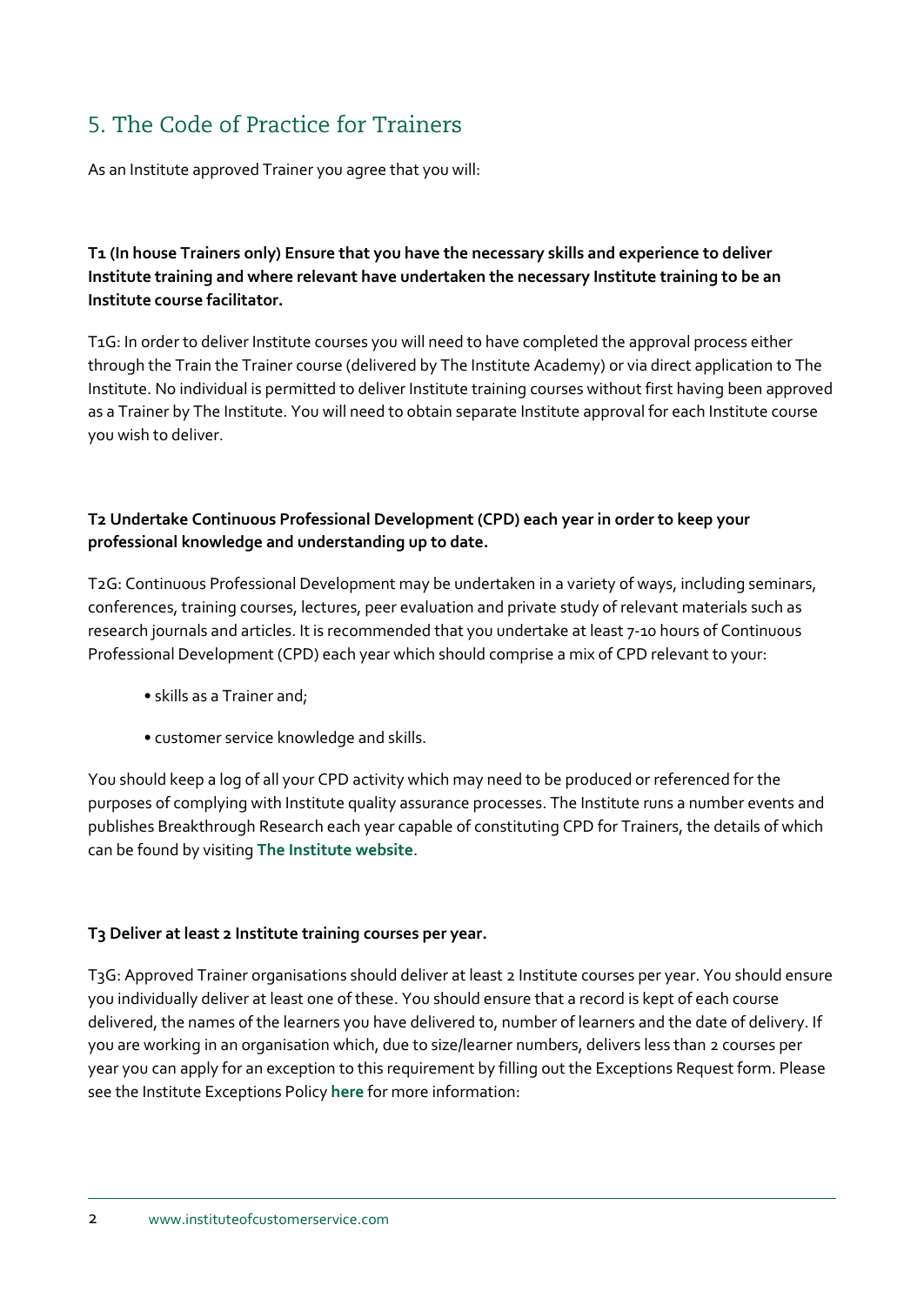## 5. The Code of Practice for Trainers

As an Institute approved Trainer you agree that you will:

**T1 (In house Trainers only) Ensure that you have the necessary skills and experience to deliver Institute training and where relevant have undertaken the necessary Institute training to be an Institute course facilitator.**

T1G: In order to deliver Institute courses you will need to have completed the approval process either through the Train the Trainer course (delivered by The Institute Academy) or via direct application to The Institute. No individual is permitted to deliver Institute training courses without first having been approved as a Trainer by The Institute. You will need to obtain separate Institute approval for each Institute course you wish to deliver.

**T2 Undertake Continuous Professional Development (CPD) each year in order to keep your professional knowledge and understanding up to date.**

T2G: Continuous Professional Development may be undertaken in a variety of ways, including seminars, conferences, training courses, lectures, peer evaluation and private study of relevant materials such as research journals and articles. It is recommended that you undertake at least 7-10 hours of Continuous Professional Development (CPD) each year which should comprise a mix of CPD relevant to your:

- skills as a Trainer and;
- customer service knowledge and skills.

You should keep a log of all your CPD activity which may need to be produced or referenced for the purposes of complying with Institute quality assurance processes. The Institute runs a number events and publishes Breakthrough Research each year capable of constituting CPD for Trainers, the details of which can be found by visiting **The Institute website**.

**T3 Deliver at least 2 Institute training courses per year.**

T3G: Approved Trainer organisations should deliver at least 2 Institute courses per year. You should ensure you individually deliver at least one of these. You should ensure that a record is kept of each course delivered, the names of the learners you have delivered to, number of learners and the date of delivery. If you are working in an organisation which, due to size/learner numbers, delivers less than 2 courses per year you can apply for an exception to this requirement by filling out the Exceptions Request form. Please see the Institute Exceptions Policy **here** for more information: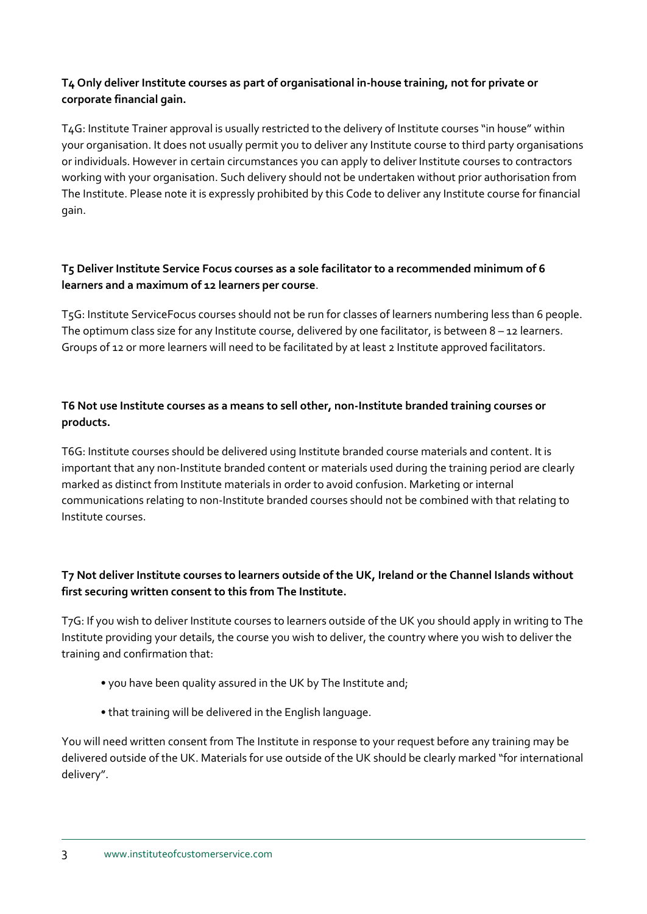**T4 Only deliver Institute courses as part of organisational in-house training, not for private or corporate financial gain.**

T4G: Institute Trainer approval is usually restricted to the delivery of Institute courses "in house" within your organisation. It does not usually permit you to deliver any Institute course to third party organisations or individuals. However in certain circumstances you can apply to deliver Institute courses to contractors working with your organisation. Such delivery should not be undertaken without prior authorisation from The Institute. Please note it is expressly prohibited by this Code to deliver any Institute course for financial gain.

**T5 Deliver Institute Service Focus courses as a sole facilitator to a recommended minimum of 6 learners and a maximum of 12 learners per course**.

T5G: Institute ServiceFocus courses should not be run for classes of learners numbering less than 6 people. The optimum class size for any Institute course, delivered by one facilitator, is between 8 – 12 learners. Groups of 12 or more learners will need to be facilitated by at least 2 Institute approved facilitators.

**T6 Not use Institute courses as a means to sell other, non-Institute branded training courses or products.**

T6G: Institute courses should be delivered using Institute branded course materials and content. It is important that any non-Institute branded content or materials used during the training period are clearly marked as distinct from Institute materials in order to avoid confusion. Marketing or internal communications relating to non-Institute branded courses should not be combined with that relating to Institute courses.

**T7 Not deliver Institute courses to learners outside of the UK, Ireland or the Channel Islands without first securing written consent to this from The Institute.**

T7G: If you wish to deliver Institute courses to learners outside of the UK you should apply in writing to The Institute providing your details, the course you wish to deliver, the country where you wish to deliver the training and confirmation that:

- you have been quality assured in the UK by The Institute and;
- that training will be delivered in the English language.

You will need written consent from The Institute in response to your request before any training may be delivered outside of the UK. Materials for use outside of the UK should be clearly marked "for international delivery".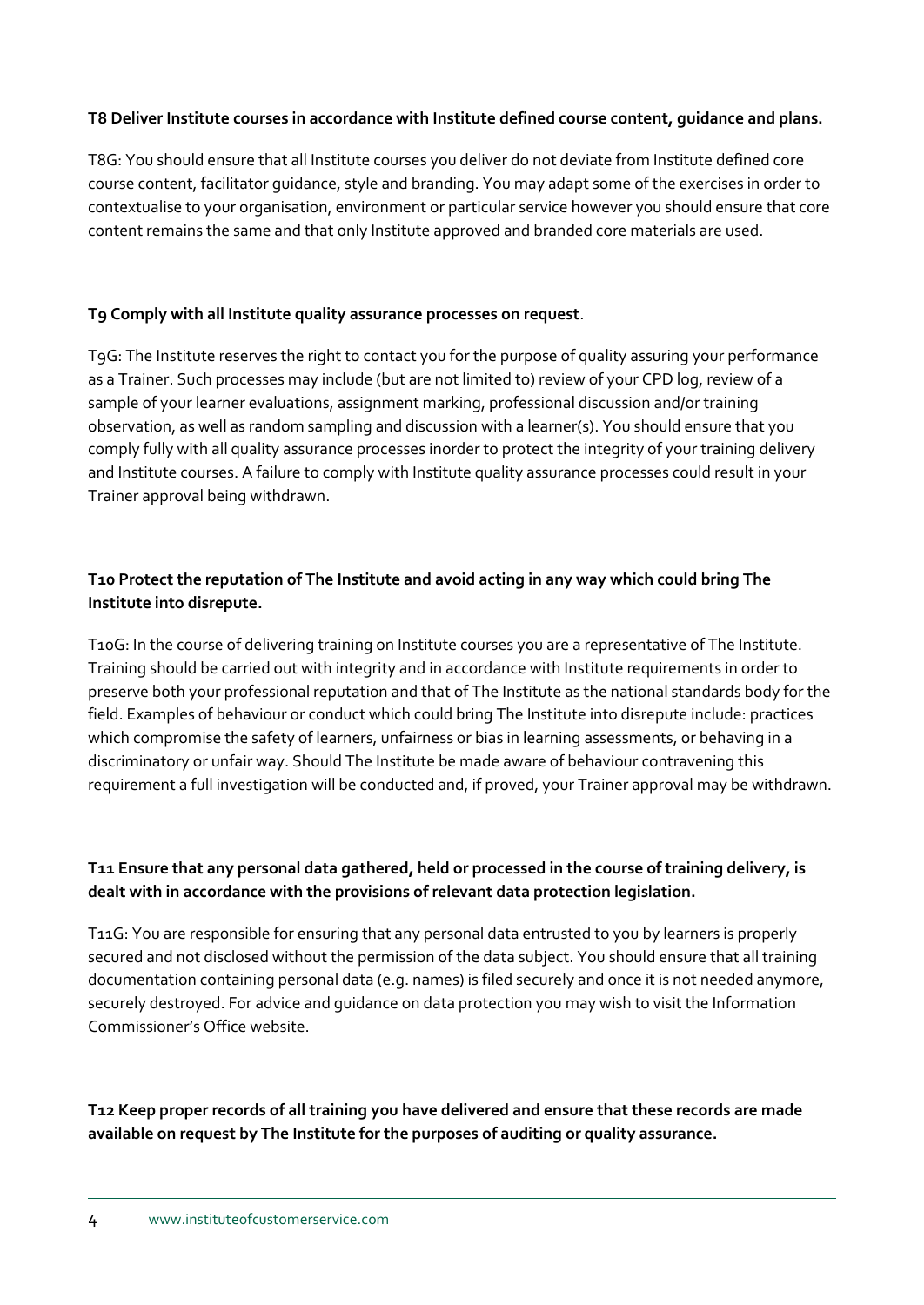**T8 Deliver Institute courses in accordance with Institute defined course content, guidance and plans.**

T8G: You should ensure that all Institute courses you deliver do not deviate from Institute defined core course content, facilitator guidance, style and branding. You may adapt some of the exercises in order to contextualise to your organisation, environment or particular service however you should ensure that core content remains the same and that only Institute approved and branded core materials are used.

**T9 Comply with all Institute quality assurance processes on request**.

T9G: The Institute reserves the right to contact you for the purpose of quality assuring your performance as a Trainer. Such processes may include (but are not limited to) review of your CPD log, review of a sample of your learner evaluations, assignment marking, professional discussion and/or training observation, as well as random sampling and discussion with a learner(s). You should ensure that you comply fully with all quality assurance processes inorder to protect the integrity of your training delivery and Institute courses. A failure to comply with Institute quality assurance processes could result in your Trainer approval being withdrawn.

**T10 Protect the reputation of The Institute and avoid acting in any way which could bring The Institute into disrepute.**

T10G: In the course of delivering training on Institute courses you are a representative of The Institute. Training should be carried out with integrity and in accordance with Institute requirements in order to preserve both your professional reputation and that of The Institute as the national standards body for the field. Examples of behaviour or conduct which could bring The Institute into disrepute include: practices which compromise the safety of learners, unfairness or bias in learning assessments, or behaving in a discriminatory or unfair way. Should The Institute be made aware of behaviour contravening this requirement a full investigation will be conducted and, if proved, your Trainer approval may be withdrawn.

**T11 Ensure that any personal data gathered, held or processed in the course of training delivery, is dealt with in accordance with the provisions of relevant data protection legislation.**

T11G: You are responsible for ensuring that any personal data entrusted to you by learners is properly secured and not disclosed without the permission of the data subject. You should ensure that all training documentation containing personal data (e.g. names) is filed securely and once it is not needed anymore, securely destroyed. For advice and guidance on data protection you may wish to visit the Information Commissioner's Office website.

**T12 Keep proper records of all training you have delivered and ensure that these records are made available on request by The Institute for the purposes of auditing or quality assurance.**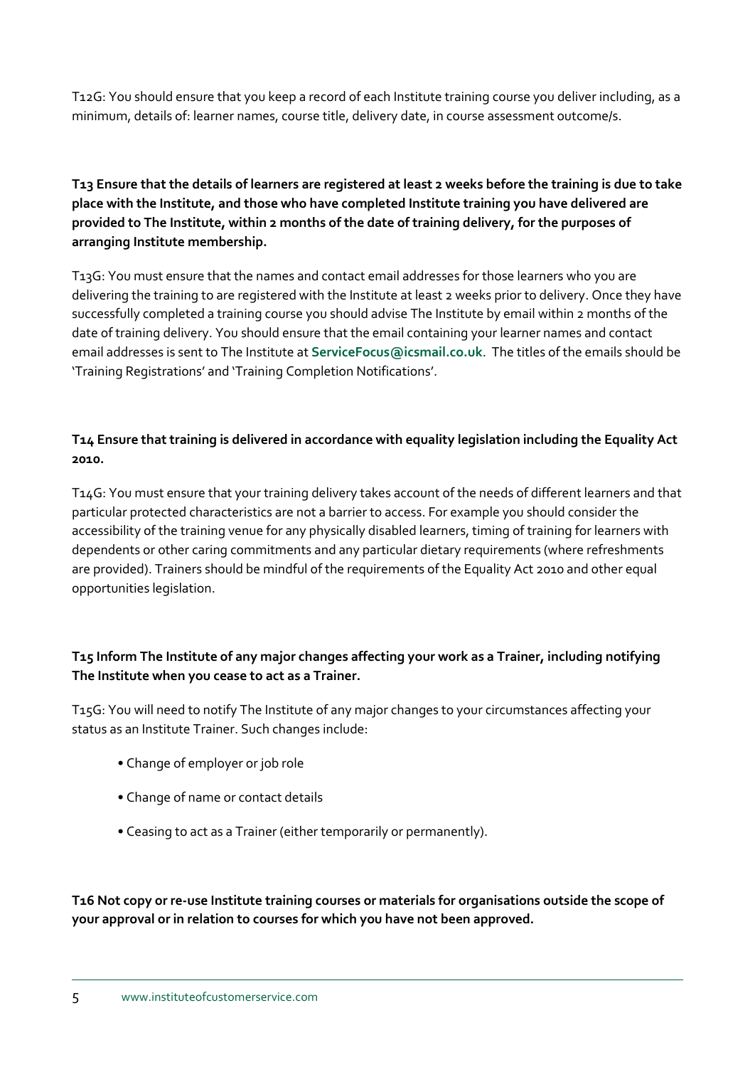T12G: You should ensure that you keep a record of each Institute training course you deliver including, as a minimum, details of: learner names, course title, delivery date, in course assessment outcome/s.

**T13 Ensure that the details of learners are registered at least 2 weeks before the training is due to take place with the Institute, and those who have completed Institute training you have delivered are provided to The Institute, within 2 months of the date of training delivery, for the purposes of arranging Institute membership.**

T13G: You must ensure that the names and contact email addresses for those learners who you are delivering the training to are registered with the Institute at least 2 weeks prior to delivery. Once they have successfully completed a training course you should advise The Institute by email within 2 months of the date of training delivery. You should ensure that the email containing your learner names and contact email addresses is sent to The Institute at **ServiceFocus@icsmail.co.uk**. The titles of the emails should be 'Training Registrations' and 'Training Completion Notifications'.

**T14 Ensure that training is delivered in accordance with equality legislation including the Equality Act 2010.**

T14G: You must ensure that your training delivery takes account of the needs of different learners and that particular protected characteristics are not a barrier to access. For example you should consider the accessibility of the training venue for any physically disabled learners, timing of training for learners with dependents or other caring commitments and any particular dietary requirements (where refreshments are provided). Trainers should be mindful of the requirements of the Equality Act 2010 and other equal opportunities legislation.

**T15 Inform The Institute of any major changes affecting your work as a Trainer, including notifying The Institute when you cease to act as a Trainer.**

T15G: You will need to notify The Institute of any major changes to your circumstances affecting your status as an Institute Trainer. Such changes include:

- Change of employer or job role
- Change of name or contact details
- Ceasing to act as a Trainer (either temporarily or permanently).

**T16 Not copy or re-use Institute training courses or materials for organisations outside the scope of your approval or in relation to courses for which you have not been approved.**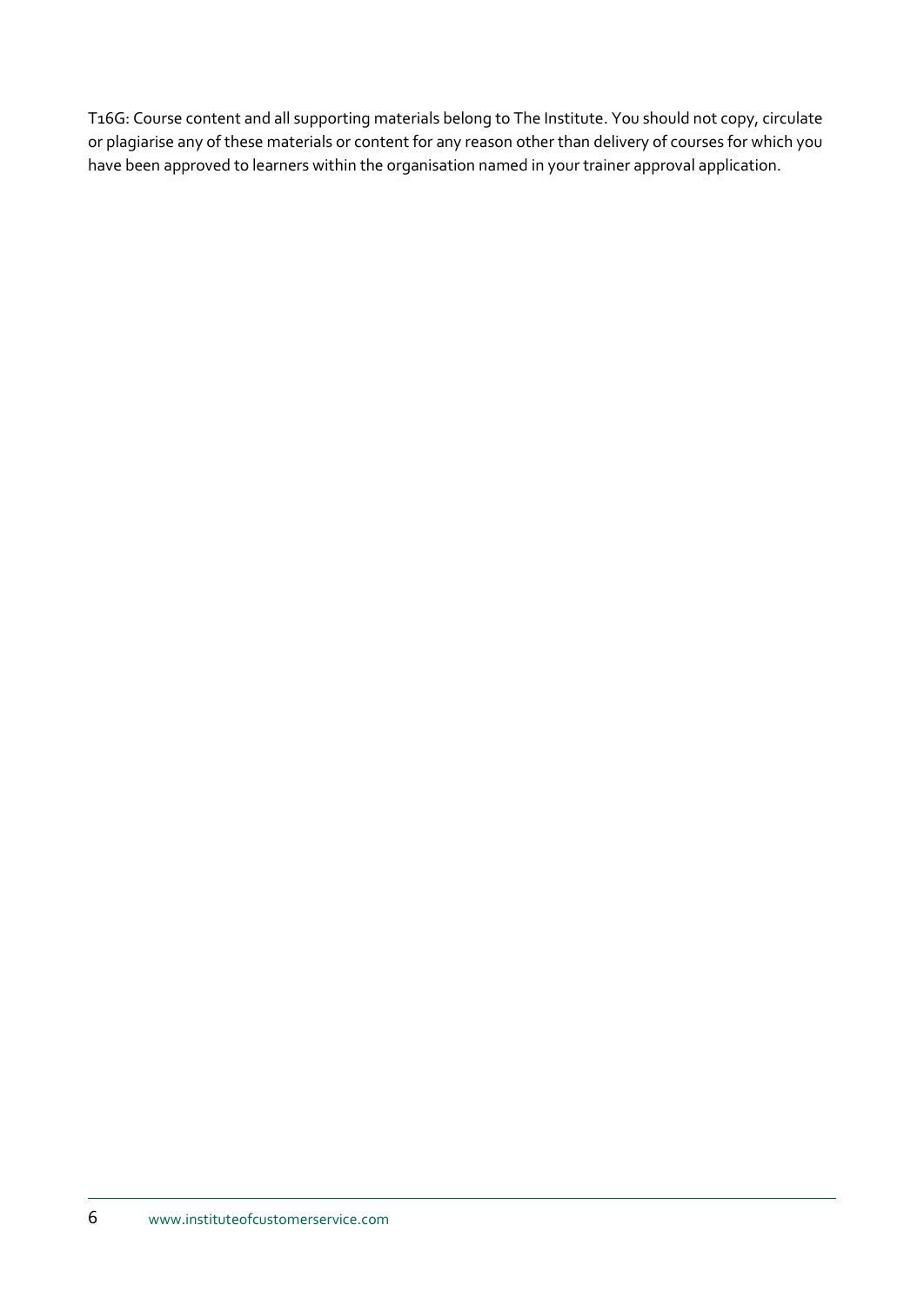T16G: Course content and all supporting materials belong to The Institute. You should not copy, circulate or plagiarise any of these materials or content for any reason other than delivery of courses for which you have been approved to learners within the organisation named in your trainer approval application.